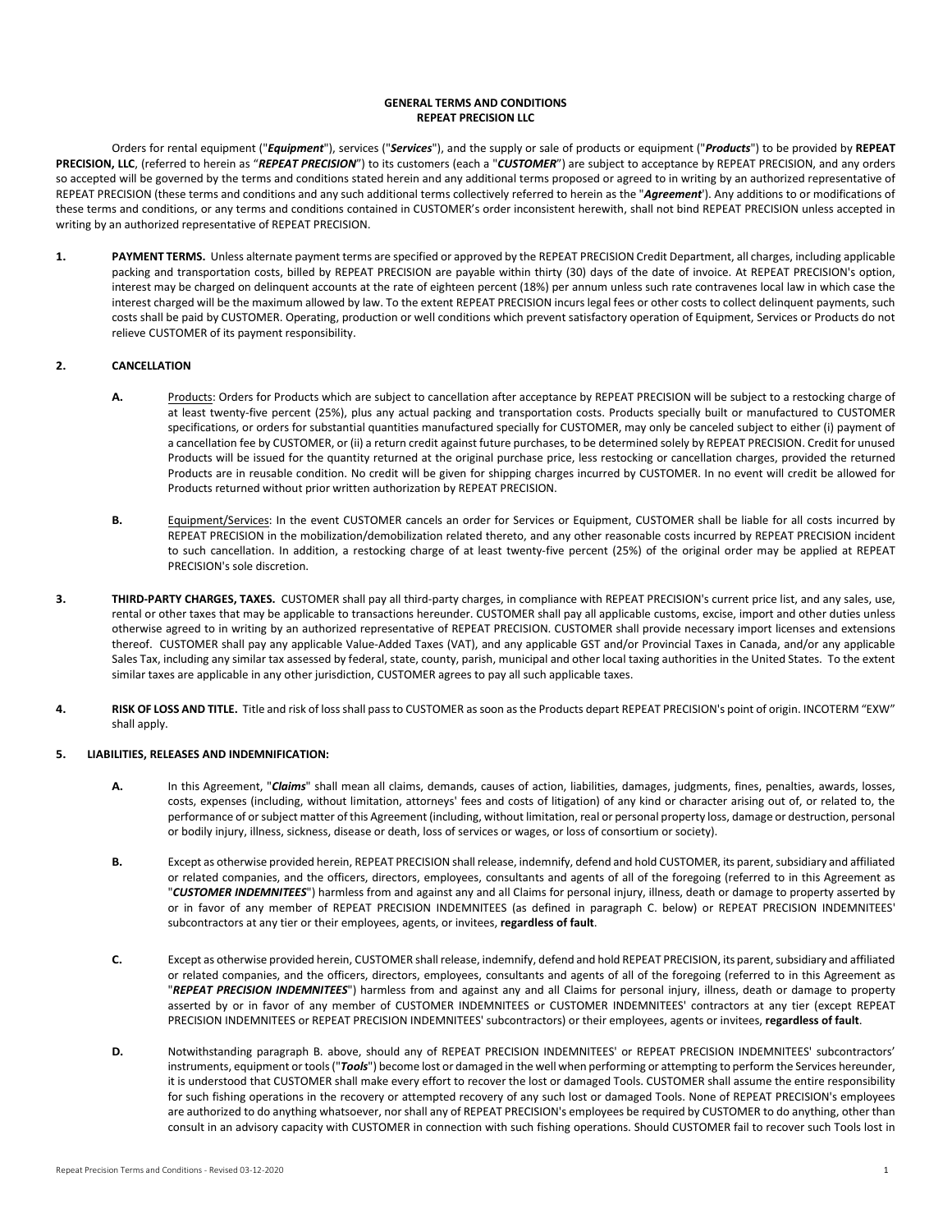# GENERAL TERMS AND CONDITIONS
# REPEAT PRECISION LLC

Orders for rental equipment ("***Equipment***"), services ("***Services***"), and the supply or sale of products or equipment ("***Products***") to be provided by **REPEAT PRECISION, LLC**, (referred to herein as "***REPEAT PRECISION***") to its customers (each a "***CUSTOMER***") are subject to acceptance by REPEAT PRECISION, and any orders so accepted will be governed by the terms and conditions stated herein and any additional terms proposed or agreed to in writing by an authorized representative of REPEAT PRECISION (these terms and conditions and any such additional terms collectively referred to herein as the "***Agreement***'). Any additions to or modifications of these terms and conditions, or any terms and conditions contained in CUSTOMER's order inconsistent herewith, shall not bind REPEAT PRECISION unless accepted in writing by an authorized representative of REPEAT PRECISION.

**1. PAYMENT TERMS.** Unless alternate payment terms are specified or approved by the REPEAT PRECISION Credit Department, all charges, including applicable packing and transportation costs, billed by REPEAT PRECISION are payable within thirty (30) days of the date of invoice. At REPEAT PRECISION's option, interest may be charged on delinquent accounts at the rate of eighteen percent (18%) per annum unless such rate contravenes local law in which case the interest charged will be the maximum allowed by law. To the extent REPEAT PRECISION incurs legal fees or other costs to collect delinquent payments, such costs shall be paid by CUSTOMER. Operating, production or well conditions which prevent satisfactory operation of Equipment, Services or Products do not relieve CUSTOMER of its payment responsibility.

**2. CANCELLATION**

**A.** Products: Orders for Products which are subject to cancellation after acceptance by REPEAT PRECISION will be subject to a restocking charge of at least twenty-five percent (25%), plus any actual packing and transportation costs. Products specially built or manufactured to CUSTOMER specifications, or orders for substantial quantities manufactured specially for CUSTOMER, may only be canceled subject to either (i) payment of a cancellation fee by CUSTOMER, or (ii) a return credit against future purchases, to be determined solely by REPEAT PRECISION. Credit for unused Products will be issued for the quantity returned at the original purchase price, less restocking or cancellation charges, provided the returned Products are in reusable condition. No credit will be given for shipping charges incurred by CUSTOMER. In no event will credit be allowed for Products returned without prior written authorization by REPEAT PRECISION.

**B.** Equipment/Services: In the event CUSTOMER cancels an order for Services or Equipment, CUSTOMER shall be liable for all costs incurred by REPEAT PRECISION in the mobilization/demobilization related thereto, and any other reasonable costs incurred by REPEAT PRECISION incident to such cancellation. In addition, a restocking charge of at least twenty-five percent (25%) of the original order may be applied at REPEAT PRECISION's sole discretion.

**3. THIRD-PARTY CHARGES, TAXES.** CUSTOMER shall pay all third-party charges, in compliance with REPEAT PRECISION's current price list, and any sales, use, rental or other taxes that may be applicable to transactions hereunder. CUSTOMER shall pay all applicable customs, excise, import and other duties unless otherwise agreed to in writing by an authorized representative of REPEAT PRECISION. CUSTOMER shall provide necessary import licenses and extensions thereof. CUSTOMER shall pay any applicable Value-Added Taxes (VAT), and any applicable GST and/or Provincial Taxes in Canada, and/or any applicable Sales Tax, including any similar tax assessed by federal, state, county, parish, municipal and other local taxing authorities in the United States. To the extent similar taxes are applicable in any other jurisdiction, CUSTOMER agrees to pay all such applicable taxes.

**4. RISK OF LOSS AND TITLE.** Title and risk of loss shall pass to CUSTOMER as soon as the Products depart REPEAT PRECISION's point of origin. INCOTERM "EXW" shall apply.

**5. LIABILITIES, RELEASES AND INDEMNIFICATION:**

**A.** In this Agreement, "***Claims***" shall mean all claims, demands, causes of action, liabilities, damages, judgments, fines, penalties, awards, losses, costs, expenses (including, without limitation, attorneys' fees and costs of litigation) of any kind or character arising out of, or related to, the performance of or subject matter of this Agreement (including, without limitation, real or personal property loss, damage or destruction, personal or bodily injury, illness, sickness, disease or death, loss of services or wages, or loss of consortium or society).

**B.** Except as otherwise provided herein, REPEAT PRECISION shall release, indemnify, defend and hold CUSTOMER, its parent, subsidiary and affiliated or related companies, and the officers, directors, employees, consultants and agents of all of the foregoing (referred to in this Agreement as "***CUSTOMER INDEMNITEES***") harmless from and against any and all Claims for personal injury, illness, death or damage to property asserted by or in favor of any member of REPEAT PRECISION INDEMNITEES (as defined in paragraph C. below) or REPEAT PRECISION INDEMNITEES' subcontractors at any tier or their employees, agents, or invitees, **regardless of fault**.

**C.** Except as otherwise provided herein, CUSTOMER shall release, indemnify, defend and hold REPEAT PRECISION, its parent, subsidiary and affiliated or related companies, and the officers, directors, employees, consultants and agents of all of the foregoing (referred to in this Agreement as "***REPEAT PRECISION INDEMNITEES***") harmless from and against any and all Claims for personal injury, illness, death or damage to property asserted by or in favor of any member of CUSTOMER INDEMNITEES or CUSTOMER INDEMNITEES' contractors at any tier (except REPEAT PRECISION INDEMNITEES or REPEAT PRECISION INDEMNITEES' subcontractors) or their employees, agents or invitees, **regardless of fault**.

**D.** Notwithstanding paragraph B. above, should any of REPEAT PRECISION INDEMNITEES' or REPEAT PRECISION INDEMNITEES' subcontractors' instruments, equipment or tools ("***Tools***") become lost or damaged in the well when performing or attempting to perform the Services hereunder, it is understood that CUSTOMER shall make every effort to recover the lost or damaged Tools. CUSTOMER shall assume the entire responsibility for such fishing operations in the recovery or attempted recovery of any such lost or damaged Tools. None of REPEAT PRECISION's employees are authorized to do anything whatsoever, nor shall any of REPEAT PRECISION's employees be required by CUSTOMER to do anything, other than consult in an advisory capacity with CUSTOMER in connection with such fishing operations. Should CUSTOMER fail to recover such Tools lost in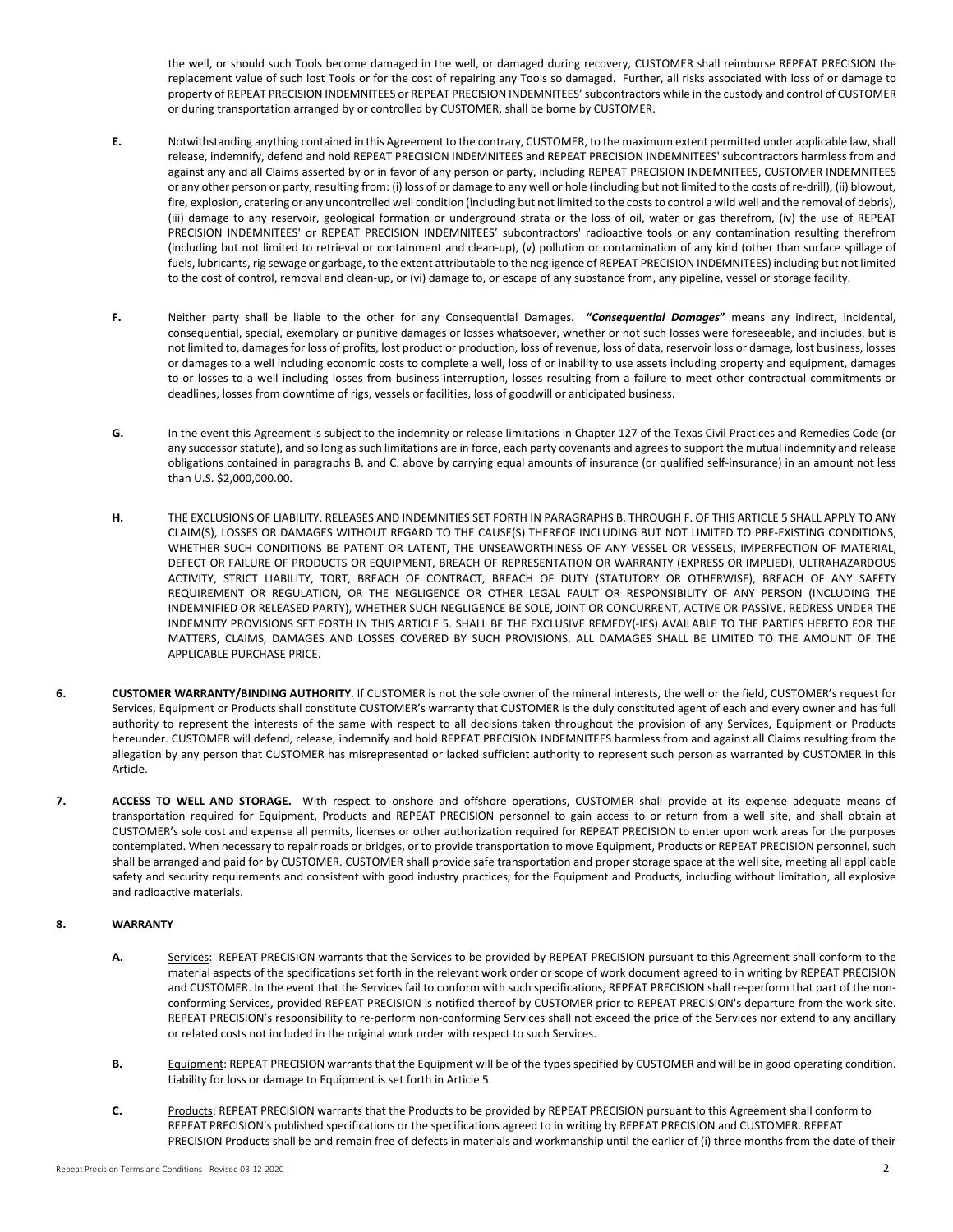the well, or should such Tools become damaged in the well, or damaged during recovery, CUSTOMER shall reimburse REPEAT PRECISION the replacement value of such lost Tools or for the cost of repairing any Tools so damaged. Further, all risks associated with loss of or damage to property of REPEAT PRECISION INDEMNITEES or REPEAT PRECISION INDEMNITEES' subcontractors while in the custody and control of CUSTOMER or during transportation arranged by or controlled by CUSTOMER, shall be borne by CUSTOMER.

**E.** Notwithstanding anything contained in this Agreement to the contrary, CUSTOMER, to the maximum extent permitted under applicable law, shall release, indemnify, defend and hold REPEAT PRECISION INDEMNITEES and REPEAT PRECISION INDEMNITEES' subcontractors harmless from and against any and all Claims asserted by or in favor of any person or party, including REPEAT PRECISION INDEMNITEES, CUSTOMER INDEMNITEES or any other person or party, resulting from: (i) loss of or damage to any well or hole (including but not limited to the costs of re-drill), (ii) blowout, fire, explosion, cratering or any uncontrolled well condition (including but not limited to the costs to control a wild well and the removal of debris), (iii) damage to any reservoir, geological formation or underground strata or the loss of oil, water or gas therefrom, (iv) the use of REPEAT PRECISION INDEMNITEES' or REPEAT PRECISION INDEMNITEES' subcontractors' radioactive tools or any contamination resulting therefrom (including but not limited to retrieval or containment and clean-up), (v) pollution or contamination of any kind (other than surface spillage of fuels, lubricants, rig sewage or garbage, to the extent attributable to the negligence of REPEAT PRECISION INDEMNITEES) including but not limited to the cost of control, removal and clean-up, or (vi) damage to, or escape of any substance from, any pipeline, vessel or storage facility.

**F.** Neither party shall be liable to the other for any Consequential Damages. **"*Consequential Damages*"** means any indirect, incidental, consequential, special, exemplary or punitive damages or losses whatsoever, whether or not such losses were foreseeable, and includes, but is not limited to, damages for loss of profits, lost product or production, loss of revenue, loss of data, reservoir loss or damage, lost business, losses or damages to a well including economic costs to complete a well, loss of or inability to use assets including property and equipment, damages to or losses to a well including losses from business interruption, losses resulting from a failure to meet other contractual commitments or deadlines, losses from downtime of rigs, vessels or facilities, loss of goodwill or anticipated business.

**G.** In the event this Agreement is subject to the indemnity or release limitations in Chapter 127 of the Texas Civil Practices and Remedies Code (or any successor statute), and so long as such limitations are in force, each party covenants and agrees to support the mutual indemnity and release obligations contained in paragraphs B. and C. above by carrying equal amounts of insurance (or qualified self-insurance) in an amount not less than U.S. $2,000,000.00.

**H.** THE EXCLUSIONS OF LIABILITY, RELEASES AND INDEMNITIES SET FORTH IN PARAGRAPHS B. THROUGH F. OF THIS ARTICLE 5 SHALL APPLY TO ANY CLAIM(S), LOSSES OR DAMAGES WITHOUT REGARD TO THE CAUSE(S) THEREOF INCLUDING BUT NOT LIMITED TO PRE-EXISTING CONDITIONS, WHETHER SUCH CONDITIONS BE PATENT OR LATENT, THE UNSEAWORTHINESS OF ANY VESSEL OR VESSELS, IMPERFECTION OF MATERIAL, DEFECT OR FAILURE OF PRODUCTS OR EQUIPMENT, BREACH OF REPRESENTATION OR WARRANTY (EXPRESS OR IMPLIED), ULTRAHAZARDOUS ACTIVITY, STRICT LIABILITY, TORT, BREACH OF CONTRACT, BREACH OF DUTY (STATUTORY OR OTHERWISE), BREACH OF ANY SAFETY REQUIREMENT OR REGULATION, OR THE NEGLIGENCE OR OTHER LEGAL FAULT OR RESPONSIBILITY OF ANY PERSON (INCLUDING THE INDEMNIFIED OR RELEASED PARTY), WHETHER SUCH NEGLIGENCE BE SOLE, JOINT OR CONCURRENT, ACTIVE OR PASSIVE. REDRESS UNDER THE INDEMNITY PROVISIONS SET FORTH IN THIS ARTICLE 5. SHALL BE THE EXCLUSIVE REMEDY(-IES) AVAILABLE TO THE PARTIES HERETO FOR THE MATTERS, CLAIMS, DAMAGES AND LOSSES COVERED BY SUCH PROVISIONS. ALL DAMAGES SHALL BE LIMITED TO THE AMOUNT OF THE APPLICABLE PURCHASE PRICE.

**6. CUSTOMER WARRANTY/BINDING AUTHORITY**. If CUSTOMER is not the sole owner of the mineral interests, the well or the field, CUSTOMER's request for Services, Equipment or Products shall constitute CUSTOMER's warranty that CUSTOMER is the duly constituted agent of each and every owner and has full authority to represent the interests of the same with respect to all decisions taken throughout the provision of any Services, Equipment or Products hereunder. CUSTOMER will defend, release, indemnify and hold REPEAT PRECISION INDEMNITEES harmless from and against all Claims resulting from the allegation by any person that CUSTOMER has misrepresented or lacked sufficient authority to represent such person as warranted by CUSTOMER in this Article.

**7. ACCESS TO WELL AND STORAGE.** With respect to onshore and offshore operations, CUSTOMER shall provide at its expense adequate means of transportation required for Equipment, Products and REPEAT PRECISION personnel to gain access to or return from a well site, and shall obtain at CUSTOMER's sole cost and expense all permits, licenses or other authorization required for REPEAT PRECISION to enter upon work areas for the purposes contemplated. When necessary to repair roads or bridges, or to provide transportation to move Equipment, Products or REPEAT PRECISION personnel, such shall be arranged and paid for by CUSTOMER. CUSTOMER shall provide safe transportation and proper storage space at the well site, meeting all applicable safety and security requirements and consistent with good industry practices, for the Equipment and Products, including without limitation, all explosive and radioactive materials.

**8. WARRANTY**

**A.** Services: REPEAT PRECISION warrants that the Services to be provided by REPEAT PRECISION pursuant to this Agreement shall conform to the material aspects of the specifications set forth in the relevant work order or scope of work document agreed to in writing by REPEAT PRECISION and CUSTOMER. In the event that the Services fail to conform with such specifications, REPEAT PRECISION shall re-perform that part of the non-conforming Services, provided REPEAT PRECISION is notified thereof by CUSTOMER prior to REPEAT PRECISION's departure from the work site. REPEAT PRECISION's responsibility to re-perform non-conforming Services shall not exceed the price of the Services nor extend to any ancillary or related costs not included in the original work order with respect to such Services.

**B.** Equipment: REPEAT PRECISION warrants that the Equipment will be of the types specified by CUSTOMER and will be in good operating condition. Liability for loss or damage to Equipment is set forth in Article 5.

**C.** Products: REPEAT PRECISION warrants that the Products to be provided by REPEAT PRECISION pursuant to this Agreement shall conform to REPEAT PRECISION's published specifications or the specifications agreed to in writing by REPEAT PRECISION and CUSTOMER. REPEAT PRECISION Products shall be and remain free of defects in materials and workmanship until the earlier of (i) three months from the date of their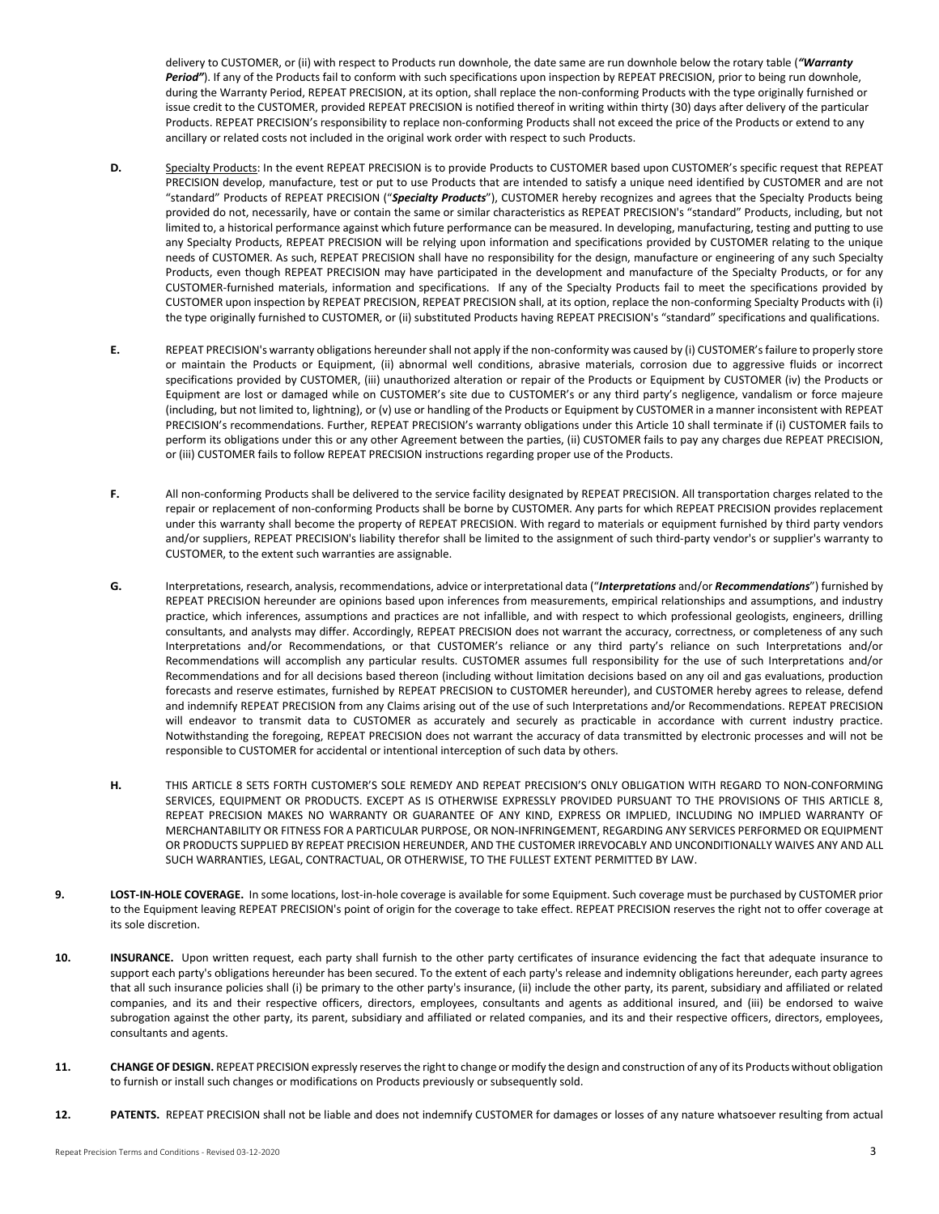delivery to CUSTOMER, or (ii) with respect to Products run downhole, the date same are run downhole below the rotary table (***"Warranty Period"***). If any of the Products fail to conform with such specifications upon inspection by REPEAT PRECISION, prior to being run downhole, during the Warranty Period, REPEAT PRECISION, at its option, shall replace the non-conforming Products with the type originally furnished or issue credit to the CUSTOMER, provided REPEAT PRECISION is notified thereof in writing within thirty (30) days after delivery of the particular Products. REPEAT PRECISION's responsibility to replace non-conforming Products shall not exceed the price of the Products or extend to any ancillary or related costs not included in the original work order with respect to such Products.

**D.** Specialty Products: In the event REPEAT PRECISION is to provide Products to CUSTOMER based upon CUSTOMER's specific request that REPEAT PRECISION develop, manufacture, test or put to use Products that are intended to satisfy a unique need identified by CUSTOMER and are not "standard" Products of REPEAT PRECISION ("***Specialty Products***"), CUSTOMER hereby recognizes and agrees that the Specialty Products being provided do not, necessarily, have or contain the same or similar characteristics as REPEAT PRECISION's "standard" Products, including, but not limited to, a historical performance against which future performance can be measured. In developing, manufacturing, testing and putting to use any Specialty Products, REPEAT PRECISION will be relying upon information and specifications provided by CUSTOMER relating to the unique needs of CUSTOMER. As such, REPEAT PRECISION shall have no responsibility for the design, manufacture or engineering of any such Specialty Products, even though REPEAT PRECISION may have participated in the development and manufacture of the Specialty Products, or for any CUSTOMER-furnished materials, information and specifications. If any of the Specialty Products fail to meet the specifications provided by CUSTOMER upon inspection by REPEAT PRECISION, REPEAT PRECISION shall, at its option, replace the non-conforming Specialty Products with (i) the type originally furnished to CUSTOMER, or (ii) substituted Products having REPEAT PRECISION's "standard" specifications and qualifications.

**E.** REPEAT PRECISION's warranty obligations hereunder shall not apply if the non-conformity was caused by (i) CUSTOMER's failure to properly store or maintain the Products or Equipment, (ii) abnormal well conditions, abrasive materials, corrosion due to aggressive fluids or incorrect specifications provided by CUSTOMER, (iii) unauthorized alteration or repair of the Products or Equipment by CUSTOMER (iv) the Products or Equipment are lost or damaged while on CUSTOMER's site due to CUSTOMER's or any third party's negligence, vandalism or force majeure (including, but not limited to, lightning), or (v) use or handling of the Products or Equipment by CUSTOMER in a manner inconsistent with REPEAT PRECISION's recommendations. Further, REPEAT PRECISION's warranty obligations under this Article 10 shall terminate if (i) CUSTOMER fails to perform its obligations under this or any other Agreement between the parties, (ii) CUSTOMER fails to pay any charges due REPEAT PRECISION, or (iii) CUSTOMER fails to follow REPEAT PRECISION instructions regarding proper use of the Products.

**F.** All non-conforming Products shall be delivered to the service facility designated by REPEAT PRECISION. All transportation charges related to the repair or replacement of non-conforming Products shall be borne by CUSTOMER. Any parts for which REPEAT PRECISION provides replacement under this warranty shall become the property of REPEAT PRECISION. With regard to materials or equipment furnished by third party vendors and/or suppliers, REPEAT PRECISION's liability therefor shall be limited to the assignment of such third-party vendor's or supplier's warranty to CUSTOMER, to the extent such warranties are assignable.

**G.** Interpretations, research, analysis, recommendations, advice or interpretational data ("***Interpretations*** and/or ***Recommendations***") furnished by REPEAT PRECISION hereunder are opinions based upon inferences from measurements, empirical relationships and assumptions, and industry practice, which inferences, assumptions and practices are not infallible, and with respect to which professional geologists, engineers, drilling consultants, and analysts may differ. Accordingly, REPEAT PRECISION does not warrant the accuracy, correctness, or completeness of any such Interpretations and/or Recommendations, or that CUSTOMER's reliance or any third party's reliance on such Interpretations and/or Recommendations will accomplish any particular results. CUSTOMER assumes full responsibility for the use of such Interpretations and/or Recommendations and for all decisions based thereon (including without limitation decisions based on any oil and gas evaluations, production forecasts and reserve estimates, furnished by REPEAT PRECISION to CUSTOMER hereunder), and CUSTOMER hereby agrees to release, defend and indemnify REPEAT PRECISION from any Claims arising out of the use of such Interpretations and/or Recommendations. REPEAT PRECISION will endeavor to transmit data to CUSTOMER as accurately and securely as practicable in accordance with current industry practice. Notwithstanding the foregoing, REPEAT PRECISION does not warrant the accuracy of data transmitted by electronic processes and will not be responsible to CUSTOMER for accidental or intentional interception of such data by others.

**H.** THIS ARTICLE 8 SETS FORTH CUSTOMER'S SOLE REMEDY AND REPEAT PRECISION'S ONLY OBLIGATION WITH REGARD TO NON-CONFORMING SERVICES, EQUIPMENT OR PRODUCTS. EXCEPT AS IS OTHERWISE EXPRESSLY PROVIDED PURSUANT TO THE PROVISIONS OF THIS ARTICLE 8, REPEAT PRECISION MAKES NO WARRANTY OR GUARANTEE OF ANY KIND, EXPRESS OR IMPLIED, INCLUDING NO IMPLIED WARRANTY OF MERCHANTABILITY OR FITNESS FOR A PARTICULAR PURPOSE, OR NON-INFRINGEMENT, REGARDING ANY SERVICES PERFORMED OR EQUIPMENT OR PRODUCTS SUPPLIED BY REPEAT PRECISION HEREUNDER, AND THE CUSTOMER IRREVOCABLY AND UNCONDITIONALLY WAIVES ANY AND ALL SUCH WARRANTIES, LEGAL, CONTRACTUAL, OR OTHERWISE, TO THE FULLEST EXTENT PERMITTED BY LAW.

**9. LOST-IN-HOLE COVERAGE.** In some locations, lost-in-hole coverage is available for some Equipment. Such coverage must be purchased by CUSTOMER prior to the Equipment leaving REPEAT PRECISION's point of origin for the coverage to take effect. REPEAT PRECISION reserves the right not to offer coverage at its sole discretion.

**10. INSURANCE.** Upon written request, each party shall furnish to the other party certificates of insurance evidencing the fact that adequate insurance to support each party's obligations hereunder has been secured. To the extent of each party's release and indemnity obligations hereunder, each party agrees that all such insurance policies shall (i) be primary to the other party's insurance, (ii) include the other party, its parent, subsidiary and affiliated or related companies, and its and their respective officers, directors, employees, consultants and agents as additional insured, and (iii) be endorsed to waive subrogation against the other party, its parent, subsidiary and affiliated or related companies, and its and their respective officers, directors, employees, consultants and agents.

**11. CHANGE OF DESIGN.** REPEAT PRECISION expressly reserves the right to change or modify the design and construction of any of its Products without obligation to furnish or install such changes or modifications on Products previously or subsequently sold.

**12. PATENTS.** REPEAT PRECISION shall not be liable and does not indemnify CUSTOMER for damages or losses of any nature whatsoever resulting from actual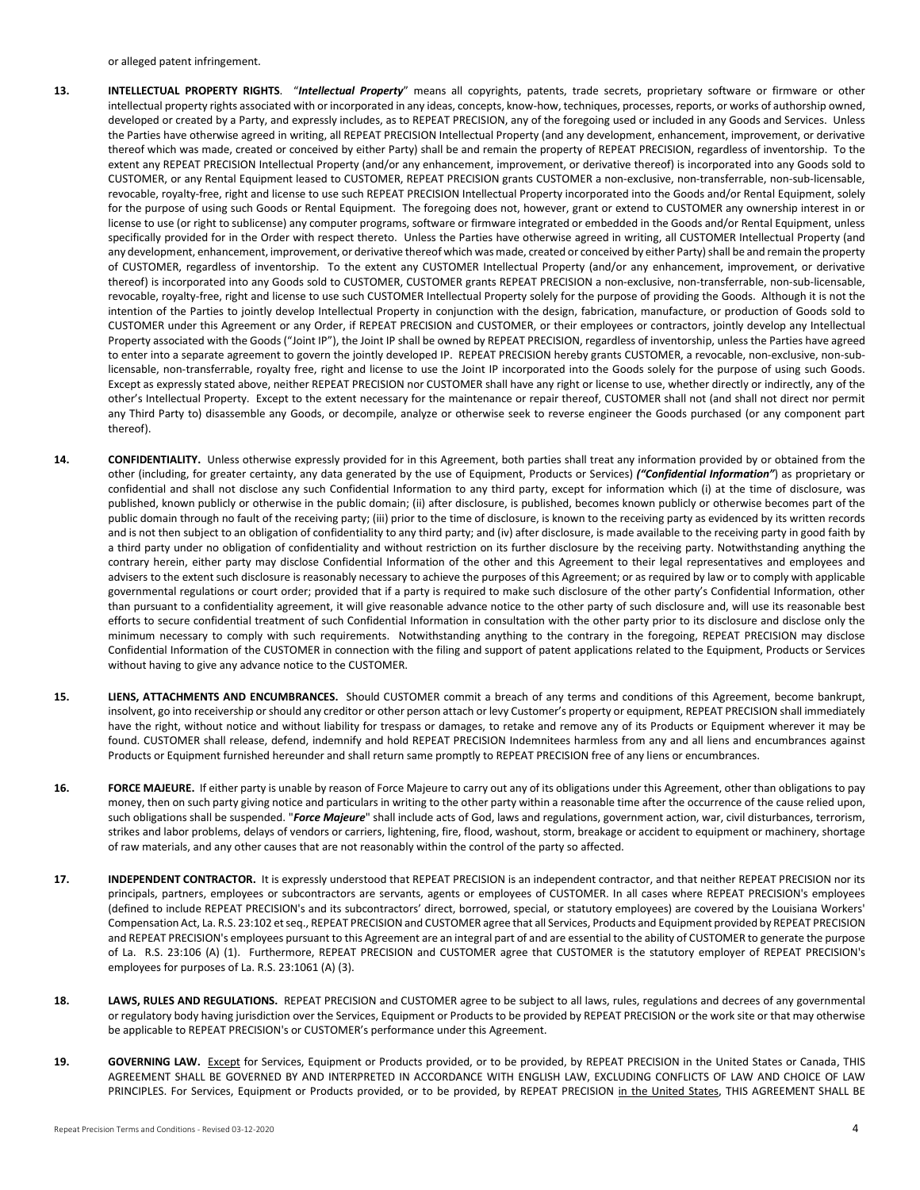or alleged patent infringement.

**13. INTELLECTUAL PROPERTY RIGHTS**. "***Intellectual Property***" means all copyrights, patents, trade secrets, proprietary software or firmware or other intellectual property rights associated with or incorporated in any ideas, concepts, know-how, techniques, processes, reports, or works of authorship owned, developed or created by a Party, and expressly includes, as to REPEAT PRECISION, any of the foregoing used or included in any Goods and Services. Unless the Parties have otherwise agreed in writing, all REPEAT PRECISION Intellectual Property (and any development, enhancement, improvement, or derivative thereof which was made, created or conceived by either Party) shall be and remain the property of REPEAT PRECISION, regardless of inventorship. To the extent any REPEAT PRECISION Intellectual Property (and/or any enhancement, improvement, or derivative thereof) is incorporated into any Goods sold to CUSTOMER, or any Rental Equipment leased to CUSTOMER, REPEAT PRECISION grants CUSTOMER a non-exclusive, non-transferrable, non-sub-licensable, revocable, royalty-free, right and license to use such REPEAT PRECISION Intellectual Property incorporated into the Goods and/or Rental Equipment, solely for the purpose of using such Goods or Rental Equipment. The foregoing does not, however, grant or extend to CUSTOMER any ownership interest in or license to use (or right to sublicense) any computer programs, software or firmware integrated or embedded in the Goods and/or Rental Equipment, unless specifically provided for in the Order with respect thereto. Unless the Parties have otherwise agreed in writing, all CUSTOMER Intellectual Property (and any development, enhancement, improvement, or derivative thereof which was made, created or conceived by either Party) shall be and remain the property of CUSTOMER, regardless of inventorship. To the extent any CUSTOMER Intellectual Property (and/or any enhancement, improvement, or derivative thereof) is incorporated into any Goods sold to CUSTOMER, CUSTOMER grants REPEAT PRECISION a non-exclusive, non-transferrable, non-sub-licensable, revocable, royalty-free, right and license to use such CUSTOMER Intellectual Property solely for the purpose of providing the Goods. Although it is not the intention of the Parties to jointly develop Intellectual Property in conjunction with the design, fabrication, manufacture, or production of Goods sold to CUSTOMER under this Agreement or any Order, if REPEAT PRECISION and CUSTOMER, or their employees or contractors, jointly develop any Intellectual Property associated with the Goods ("Joint IP"), the Joint IP shall be owned by REPEAT PRECISION, regardless of inventorship, unless the Parties have agreed to enter into a separate agreement to govern the jointly developed IP. REPEAT PRECISION hereby grants CUSTOMER, a revocable, non-exclusive, non-sub-licensable, non-transferrable, royalty free, right and license to use the Joint IP incorporated into the Goods solely for the purpose of using such Goods. Except as expressly stated above, neither REPEAT PRECISION nor CUSTOMER shall have any right or license to use, whether directly or indirectly, any of the other's Intellectual Property. Except to the extent necessary for the maintenance or repair thereof, CUSTOMER shall not (and shall not direct nor permit any Third Party to) disassemble any Goods, or decompile, analyze or otherwise seek to reverse engineer the Goods purchased (or any component part thereof).

**14. CONFIDENTIALITY.** Unless otherwise expressly provided for in this Agreement, both parties shall treat any information provided by or obtained from the other (including, for greater certainty, any data generated by the use of Equipment, Products or Services) ***("Confidential Information")*** as proprietary or confidential and shall not disclose any such Confidential Information to any third party, except for information which (i) at the time of disclosure, was published, known publicly or otherwise in the public domain; (ii) after disclosure, is published, becomes known publicly or otherwise becomes part of the public domain through no fault of the receiving party; (iii) prior to the time of disclosure, is known to the receiving party as evidenced by its written records and is not then subject to an obligation of confidentiality to any third party; and (iv) after disclosure, is made available to the receiving party in good faith by a third party under no obligation of confidentiality and without restriction on its further disclosure by the receiving party. Notwithstanding anything the contrary herein, either party may disclose Confidential Information of the other and this Agreement to their legal representatives and employees and advisers to the extent such disclosure is reasonably necessary to achieve the purposes of this Agreement; or as required by law or to comply with applicable governmental regulations or court order; provided that if a party is required to make such disclosure of the other party's Confidential Information, other than pursuant to a confidentiality agreement, it will give reasonable advance notice to the other party of such disclosure and, will use its reasonable best efforts to secure confidential treatment of such Confidential Information in consultation with the other party prior to its disclosure and disclose only the minimum necessary to comply with such requirements. Notwithstanding anything to the contrary in the foregoing, REPEAT PRECISION may disclose Confidential Information of the CUSTOMER in connection with the filing and support of patent applications related to the Equipment, Products or Services without having to give any advance notice to the CUSTOMER.

**15. LIENS, ATTACHMENTS AND ENCUMBRANCES.** Should CUSTOMER commit a breach of any terms and conditions of this Agreement, become bankrupt, insolvent, go into receivership or should any creditor or other person attach or levy Customer's property or equipment, REPEAT PRECISION shall immediately have the right, without notice and without liability for trespass or damages, to retake and remove any of its Products or Equipment wherever it may be found. CUSTOMER shall release, defend, indemnify and hold REPEAT PRECISION Indemnitees harmless from any and all liens and encumbrances against Products or Equipment furnished hereunder and shall return same promptly to REPEAT PRECISION free of any liens or encumbrances.

**16. FORCE MAJEURE.** If either party is unable by reason of Force Majeure to carry out any of its obligations under this Agreement, other than obligations to pay money, then on such party giving notice and particulars in writing to the other party within a reasonable time after the occurrence of the cause relied upon, such obligations shall be suspended. "***Force Majeure***" shall include acts of God, laws and regulations, government action, war, civil disturbances, terrorism, strikes and labor problems, delays of vendors or carriers, lightening, fire, flood, washout, storm, breakage or accident to equipment or machinery, shortage of raw materials, and any other causes that are not reasonably within the control of the party so affected.

**17. INDEPENDENT CONTRACTOR.** It is expressly understood that REPEAT PRECISION is an independent contractor, and that neither REPEAT PRECISION nor its principals, partners, employees or subcontractors are servants, agents or employees of CUSTOMER. In all cases where REPEAT PRECISION's employees (defined to include REPEAT PRECISION's and its subcontractors' direct, borrowed, special, or statutory employees) are covered by the Louisiana Workers' Compensation Act, La. R.S. 23:102 et seq., REPEAT PRECISION and CUSTOMER agree that all Services, Products and Equipment provided by REPEAT PRECISION and REPEAT PRECISION's employees pursuant to this Agreement are an integral part of and are essential to the ability of CUSTOMER to generate the purpose of La. R.S. 23:106 (A) (1). Furthermore, REPEAT PRECISION and CUSTOMER agree that CUSTOMER is the statutory employer of REPEAT PRECISION's employees for purposes of La. R.S. 23:1061 (A) (3).

**18. LAWS, RULES AND REGULATIONS.** REPEAT PRECISION and CUSTOMER agree to be subject to all laws, rules, regulations and decrees of any governmental or regulatory body having jurisdiction over the Services, Equipment or Products to be provided by REPEAT PRECISION or the work site or that may otherwise be applicable to REPEAT PRECISION's or CUSTOMER's performance under this Agreement.

**19. GOVERNING LAW.** Except for Services, Equipment or Products provided, or to be provided, by REPEAT PRECISION in the United States or Canada, THIS AGREEMENT SHALL BE GOVERNED BY AND INTERPRETED IN ACCORDANCE WITH ENGLISH LAW, EXCLUDING CONFLICTS OF LAW AND CHOICE OF LAW PRINCIPLES. For Services, Equipment or Products provided, or to be provided, by REPEAT PRECISION in the United States, THIS AGREEMENT SHALL BE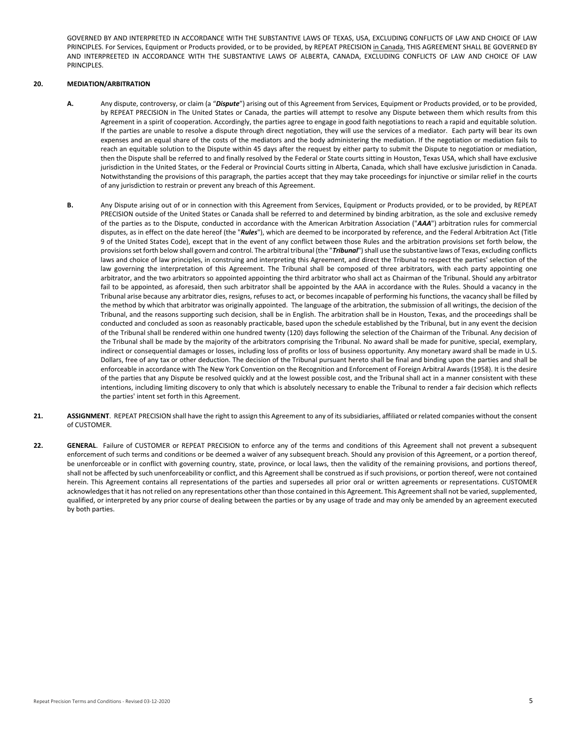GOVERNED BY AND INTERPRETED IN ACCORDANCE WITH THE SUBSTANTIVE LAWS OF TEXAS, USA, EXCLUDING CONFLICTS OF LAW AND CHOICE OF LAW PRINCIPLES. For Services, Equipment or Products provided, or to be provided, by REPEAT PRECISION in Canada, THIS AGREEMENT SHALL BE GOVERNED BY AND INTERPREETED IN ACCORDANCE WITH THE SUBSTANTIVE LAWS OF ALBERTA, CANADA, EXCLUDING CONFLICTS OF LAW AND CHOICE OF LAW PRINCIPLES.

**20. MEDIATION/ARBITRATION**

**A.** Any dispute, controversy, or claim (a "***Dispute***") arising out of this Agreement from Services, Equipment or Products provided, or to be provided, by REPEAT PRECISION in The United States or Canada, the parties will attempt to resolve any Dispute between them which results from this Agreement in a spirit of cooperation. Accordingly, the parties agree to engage in good faith negotiations to reach a rapid and equitable solution. If the parties are unable to resolve a dispute through direct negotiation, they will use the services of a mediator. Each party will bear its own expenses and an equal share of the costs of the mediators and the body administering the mediation. If the negotiation or mediation fails to reach an equitable solution to the Dispute within 45 days after the request by either party to submit the Dispute to negotiation or mediation, then the Dispute shall be referred to and finally resolved by the Federal or State courts sitting in Houston, Texas USA, which shall have exclusive jurisdiction in the United States, or the Federal or Provincial Courts sitting in Alberta, Canada, which shall have exclusive jurisdiction in Canada. Notwithstanding the provisions of this paragraph, the parties accept that they may take proceedings for injunctive or similar relief in the courts of any jurisdiction to restrain or prevent any breach of this Agreement.

**B.** Any Dispute arising out of or in connection with this Agreement from Services, Equipment or Products provided, or to be provided, by REPEAT PRECISION outside of the United States or Canada shall be referred to and determined by binding arbitration, as the sole and exclusive remedy of the parties as to the Dispute, conducted in accordance with the American Arbitration Association ("***AAA***") arbitration rules for commercial disputes, as in effect on the date hereof (the "***Rules***"), which are deemed to be incorporated by reference, and the Federal Arbitration Act (Title 9 of the United States Code), except that in the event of any conflict between those Rules and the arbitration provisions set forth below, the provisions set forth below shall govern and control. The arbitral tribunal (the "***Tribunal***") shall use the substantive laws of Texas, excluding conflicts laws and choice of law principles, in construing and interpreting this Agreement, and direct the Tribunal to respect the parties' selection of the law governing the interpretation of this Agreement. The Tribunal shall be composed of three arbitrators, with each party appointing one arbitrator, and the two arbitrators so appointed appointing the third arbitrator who shall act as Chairman of the Tribunal. Should any arbitrator fail to be appointed, as aforesaid, then such arbitrator shall be appointed by the AAA in accordance with the Rules. Should a vacancy in the Tribunal arise because any arbitrator dies, resigns, refuses to act, or becomes incapable of performing his functions, the vacancy shall be filled by the method by which that arbitrator was originally appointed. The language of the arbitration, the submission of all writings, the decision of the Tribunal, and the reasons supporting such decision, shall be in English. The arbitration shall be in Houston, Texas, and the proceedings shall be conducted and concluded as soon as reasonably practicable, based upon the schedule established by the Tribunal, but in any event the decision of the Tribunal shall be rendered within one hundred twenty (120) days following the selection of the Chairman of the Tribunal. Any decision of the Tribunal shall be made by the majority of the arbitrators comprising the Tribunal. No award shall be made for punitive, special, exemplary, indirect or consequential damages or losses, including loss of profits or loss of business opportunity. Any monetary award shall be made in U.S. Dollars, free of any tax or other deduction. The decision of the Tribunal pursuant hereto shall be final and binding upon the parties and shall be enforceable in accordance with The New York Convention on the Recognition and Enforcement of Foreign Arbitral Awards (1958). It is the desire of the parties that any Dispute be resolved quickly and at the lowest possible cost, and the Tribunal shall act in a manner consistent with these intentions, including limiting discovery to only that which is absolutely necessary to enable the Tribunal to render a fair decision which reflects the parties' intent set forth in this Agreement.

**21. ASSIGNMENT**. REPEAT PRECISION shall have the right to assign this Agreement to any of its subsidiaries, affiliated or related companies without the consent of CUSTOMER.

**22. GENERAL**. Failure of CUSTOMER or REPEAT PRECISION to enforce any of the terms and conditions of this Agreement shall not prevent a subsequent enforcement of such terms and conditions or be deemed a waiver of any subsequent breach. Should any provision of this Agreement, or a portion thereof, be unenforceable or in conflict with governing country, state, province, or local laws, then the validity of the remaining provisions, and portions thereof, shall not be affected by such unenforceability or conflict, and this Agreement shall be construed as if such provisions, or portion thereof, were not contained herein. This Agreement contains all representations of the parties and supersedes all prior oral or written agreements or representations. CUSTOMER acknowledges that it has not relied on any representations other than those contained in this Agreement. This Agreement shall not be varied, supplemented, qualified, or interpreted by any prior course of dealing between the parties or by any usage of trade and may only be amended by an agreement executed by both parties.